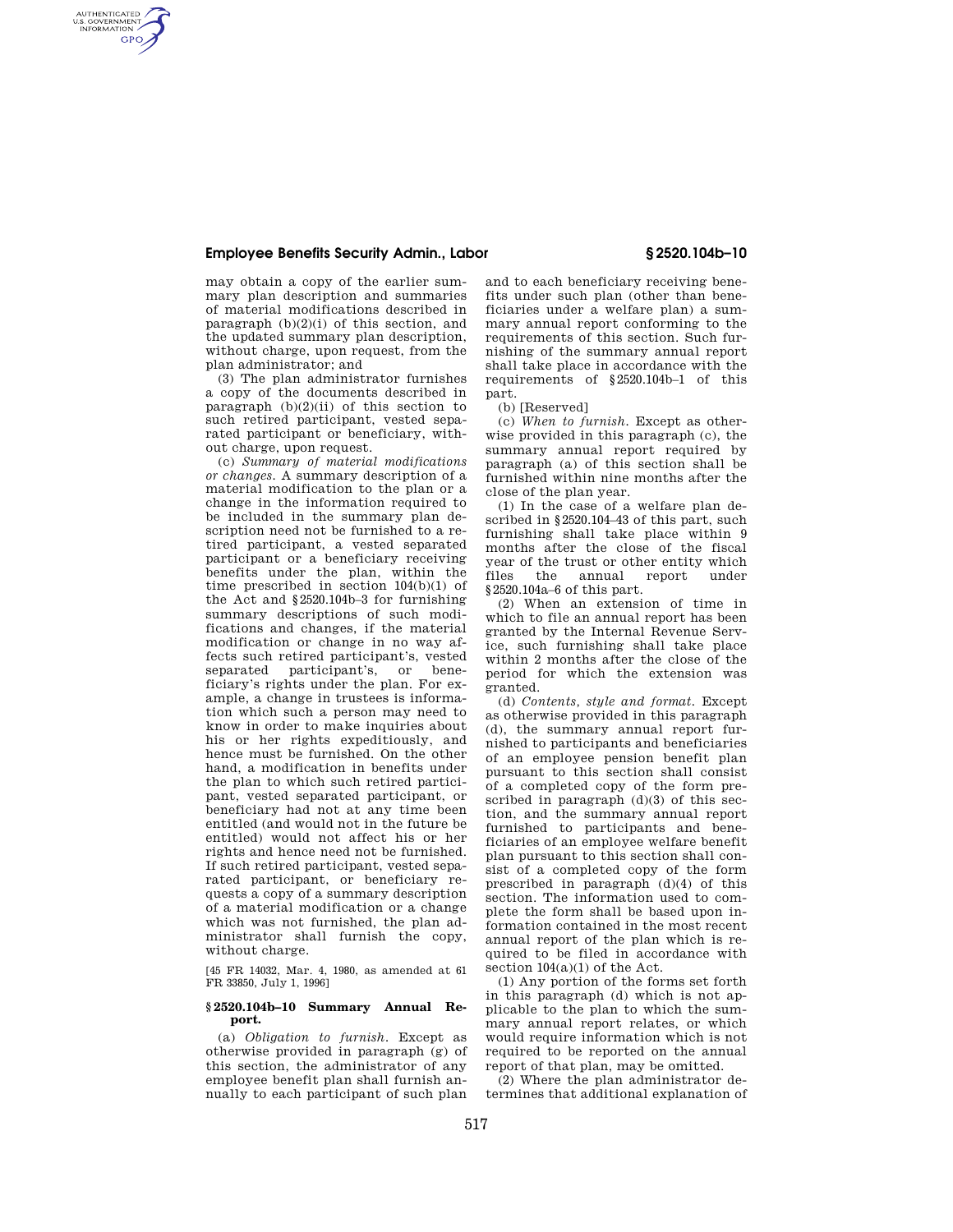may obtain a copy of the earlier summary plan description and summaries of material modifications described in paragraph (b)(2)(i) of this section, and the updated summary plan description, without charge, upon request, from the plan administrator; and

(3) The plan administrator furnishes a copy of the documents described in paragraph (b)(2)(ii) of this section to such retired participant, vested separated participant or beneficiary, without charge, upon request.

(c) *Summary of material modifications or changes.* A summary description of a material modification to the plan or a change in the information required to be included in the summary plan description need not be furnished to a retired participant, a vested separated participant or a beneficiary receiving benefits under the plan, within the time prescribed in section 104(b)(1) of the Act and §2520.104b–3 for furnishing summary descriptions of such modifications and changes, if the material modification or change in no way affects such retired participant's, vested separated participant's, or beneficiary's rights under the plan. For example, a change in trustees is information which such a person may need to know in order to make inquiries about his or her rights expeditiously, and hence must be furnished. On the other hand, a modification in benefits under the plan to which such retired participant, vested separated participant, or beneficiary had not at any time been entitled (and would not in the future be entitled) would not affect his or her rights and hence need not be furnished. If such retired participant, vested separated participant, or beneficiary requests a copy of a summary description of a material modification or a change which was not furnished, the plan administrator shall furnish the copy, without charge.

[45 FR 14032, Mar. 4, 1980, as amended at 61 FR 33850, July 1, 1996]

### §2520.104b–10 Summary Annual Report.

(a) *Obligation to furnish.* Except as otherwise provided in paragraph (g) of this section, the administrator of any employee benefit plan shall furnish annually to each participant of such plan and to each beneficiary receiving benefits under such plan (other than beneficiaries under a welfare plan) a summary annual report conforming to the requirements of this section. Such furnishing of the summary annual report shall take place in accordance with the requirements of §2520.104b–1 of this part.

(b) [Reserved]

(c) *When to furnish.* Except as otherwise provided in this paragraph (c), the summary annual report required by paragraph (a) of this section shall be furnished within nine months after the close of the plan year.

(1) In the case of a welfare plan described in §2520.104–43 of this part, such furnishing shall take place within 9 months after the close of the fiscal year of the trust or other entity which files the annual report under §2520.104a–6 of this part.

(2) When an extension of time in which to file an annual report has been granted by the Internal Revenue Service, such furnishing shall take place within 2 months after the close of the period for which the extension was granted.

(d) *Contents, style and format.* Except as otherwise provided in this paragraph (d), the summary annual report furnished to participants and beneficiaries of an employee pension benefit plan pursuant to this section shall consist of a completed copy of the form prescribed in paragraph (d)(3) of this section, and the summary annual report furnished to participants and beneficiaries of an employee welfare benefit plan pursuant to this section shall consist of a completed copy of the form prescribed in paragraph (d)(4) of this section. The information used to complete the form shall be based upon information contained in the most recent annual report of the plan which is required to be filed in accordance with section 104(a)(1) of the Act.

(1) Any portion of the forms set forth in this paragraph (d) which is not applicable to the plan to which the summary annual report relates, or which would require information which is not required to be reported on the annual report of that plan, may be omitted.

(2) Where the plan administrator determines that additional explanation of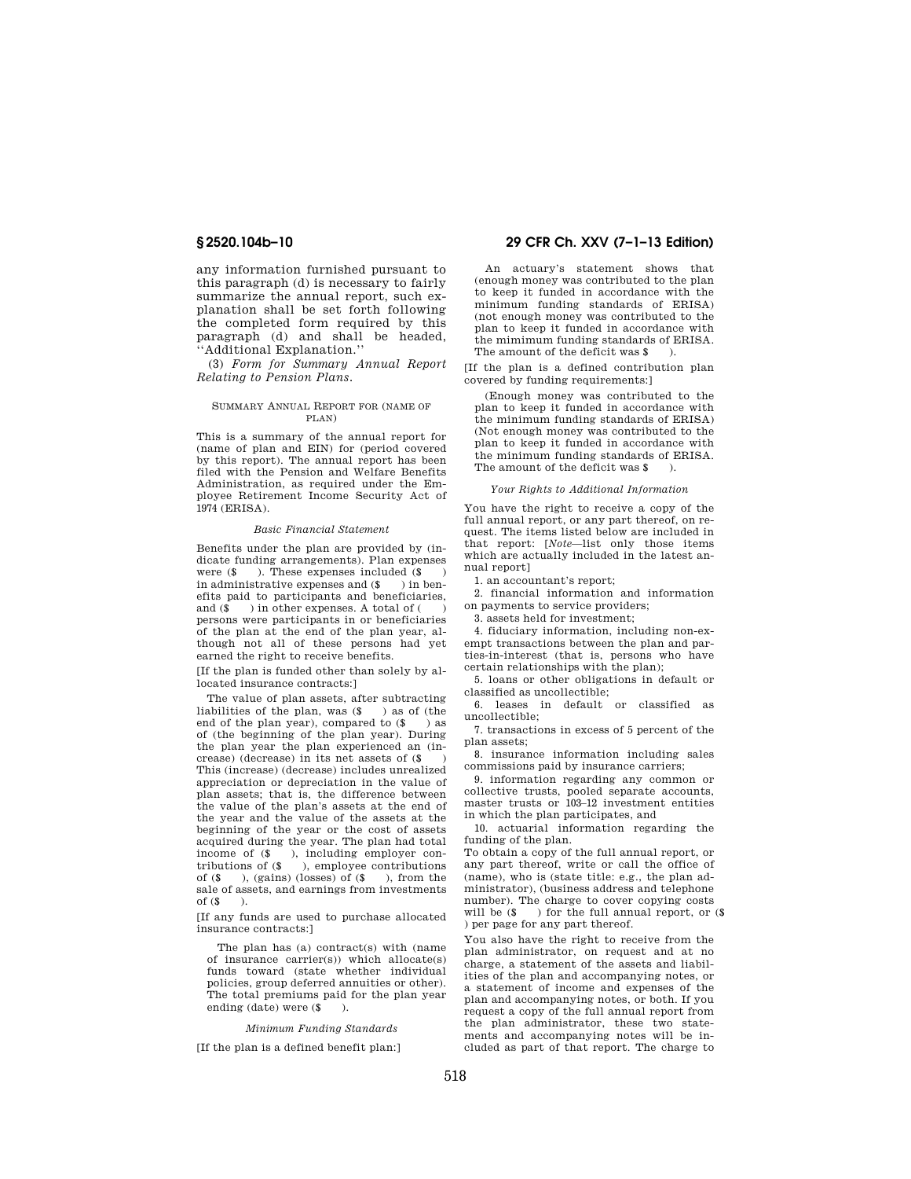any information furnished pursuant to this paragraph (d) is necessary to fairly summarize the annual report, such explanation shall be set forth following the completed form required by this paragraph (d) and shall be headed, ''Additional Explanation.''

(3) *Form for Summary Annual Report Relating to Pension Plans.*

SUMMARY ANNUAL REPORT FOR (NAME OF PLAN)

This is a summary of the annual report for (name of plan and EIN) for (period covered by this report). The annual report has been filed with the Pension and Welfare Benefits Administration, as required under the Employee Retirement Income Security Act of 1974 (ERISA).

*Basic Financial Statement*

Benefits under the plan are provided by (indicate funding arrangements). Plan expenses were ($ ). These expenses included ($ ) in administrative expenses and ($ ) in benefits paid to participants and beneficiaries, and ($ ) in other expenses. A total of ( ) persons were participants in or beneficiaries of the plan at the end of the plan year, although not all of these persons had yet earned the right to receive benefits.

[If the plan is funded other than solely by allocated insurance contracts:]

The value of plan assets, after subtracting liabilities of the plan, was ($ ) as of (the end of the plan year), compared to ($ ) as of (the beginning of the plan year). During the plan year the plan experienced an (increase) (decrease) in its net assets of ($ ) This (increase) (decrease) includes unrealized appreciation or depreciation in the value of plan assets; that is, the difference between the value of the plan's assets at the end of the year and the value of the assets at the beginning of the year or the cost of assets acquired during the year. The plan had total income of ($ ), including employer contributions of ($ ), employee contributions of ($ ), (gains) (losses) of ($ ), from the sale of assets, and earnings from investments of ($ ).

[If any funds are used to purchase allocated insurance contracts:]

The plan has (a) contract(s) with (name of insurance carrier(s)) which allocate(s) funds toward (state whether individual policies, group deferred annuities or other). The total premiums paid for the plan year ending (date) were ($ ).

*Minimum Funding Standards*

[If the plan is a defined benefit plan:]

An actuary's statement shows that (enough money was contributed to the plan to keep it funded in accordance with the minimum funding standards of ERISA) (not enough money was contributed to the plan to keep it funded in accordance with the mimimum funding standards of ERISA. The amount of the deficit was $ ).

[If the plan is a defined contribution plan covered by funding requirements:]

(Enough money was contributed to the plan to keep it funded in accordance with the minimum funding standards of ERISA) (Not enough money was contributed to the plan to keep it funded in accordance with the minimum funding standards of ERISA. The amount of the deficit was $ ).

*Your Rights to Additional Information*

You have the right to receive a copy of the full annual report, or any part thereof, on request. The items listed below are included in that report: [*Note*—list only those items which are actually included in the latest annual report]

1. an accountant's report;
2. financial information and information on payments to service providers;
3. assets held for investment;
4. fiduciary information, including non-exempt transactions between the plan and parties-in-interest (that is, persons who have certain relationships with the plan);
5. loans or other obligations in default or classified as uncollectible;
6. leases in default or classified as uncollectible;
7. transactions in excess of 5 percent of the plan assets;
8. insurance information including sales commissions paid by insurance carriers;
9. information regarding any common or collective trusts, pooled separate accounts, master trusts or 103–12 investment entities in which the plan participates, and
10. actuarial information regarding the funding of the plan.

To obtain a copy of the full annual report, or any part thereof, write or call the office of (name), who is (state title: e.g., the plan administrator), (business address and telephone number). The charge to cover copying costs will be ($ ) for the full annual report, or ($ ) per page for any part thereof.

You also have the right to receive from the plan administrator, on request and at no charge, a statement of the assets and liabilities of the plan and accompanying notes, or a statement of income and expenses of the plan and accompanying notes, or both. If you request a copy of the full annual report from the plan administrator, these two statements and accompanying notes will be included as part of that report. The charge to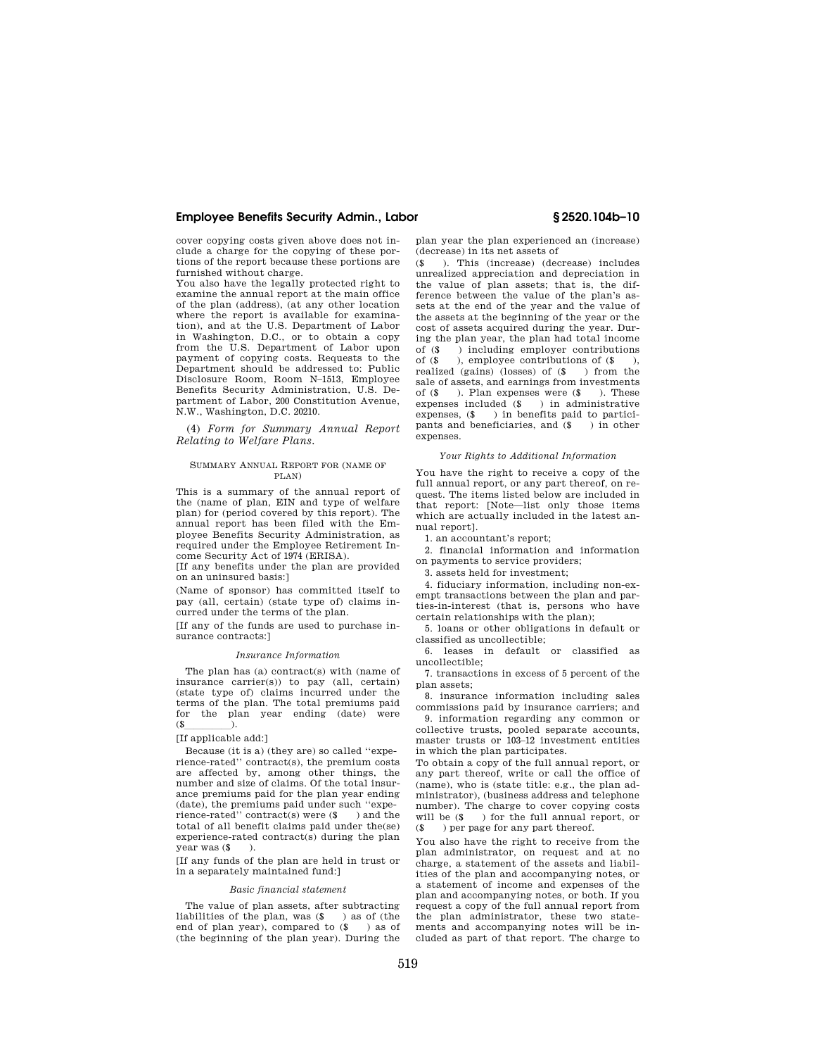cover copying costs given above does not include a charge for the copying of these portions of the report because these portions are furnished without charge.

You also have the legally protected right to examine the annual report at the main office of the plan (address), (at any other location where the report is available for examination), and at the U.S. Department of Labor in Washington, D.C., or to obtain a copy from the U.S. Department of Labor upon payment of copying costs. Requests to the Department should be addressed to: Public Disclosure Room, Room N–1513, Employee Benefits Security Administration, U.S. Department of Labor, 200 Constitution Avenue, N.W., Washington, D.C. 20210.

(4) *Form for Summary Annual Report Relating to Welfare Plans.*

SUMMARY ANNUAL REPORT FOR (NAME OF PLAN)

This is a summary of the annual report of the (name of plan, EIN and type of welfare plan) for (period covered by this report). The annual report has been filed with the Employee Benefits Security Administration, as required under the Employee Retirement Income Security Act of 1974 (ERISA).

[If any benefits under the plan are provided on an uninsured basis:]

(Name of sponsor) has committed itself to pay (all, certain) (state type of) claims incurred under the terms of the plan.

[If any of the funds are used to purchase insurance contracts:]

*Insurance Information*

The plan has (a) contract(s) with (name of insurance carrier(s)) to pay (all, certain) (state type of) claims incurred under the terms of the plan. The total premiums paid for the plan year ending (date) were ($________).

[If applicable add:]

Because (it is a) (they are) so called ''experience-rated'' contract(s), the premium costs are affected by, among other things, the number and size of claims. Of the total insurance premiums paid for the plan year ending (date), the premiums paid under such ''experience-rated'' contract(s) were ($ ) and the total of all benefit claims paid under the(se) experience-rated contract(s) during the plan year was ($ ).

[If any funds of the plan are held in trust or in a separately maintained fund:]

*Basic financial statement*

The value of plan assets, after subtracting liabilities of the plan, was ($ ) as of (the end of plan year), compared to ($ ) as of (the beginning of the plan year). During the plan year the plan experienced an (increase) (decrease) in its net assets of ($ ). This (increase) (decrease) includes unrealized appreciation and depreciation in the value of plan assets; that is, the difference between the value of the plan's assets at the end of the year and the value of the assets at the beginning of the year or the cost of assets acquired during the year. During the plan year, the plan had total income of ($ ) including employer contributions of ($ ), employee contributions of ($ ), realized (gains) (losses) of ($ ) from the sale of assets, and earnings from investments of ($ ). Plan expenses were ($ ). These expenses included ($ ) in administrative expenses, ($ ) in benefits paid to participants and beneficiaries, and ($ ) in other expenses.

*Your Rights to Additional Information*

You have the right to receive a copy of the full annual report, or any part thereof, on request. The items listed below are included in that report: [Note—list only those items which are actually included in the latest annual report].

1. an accountant's report;
2. financial information and information on payments to service providers;
3. assets held for investment;
4. fiduciary information, including non-exempt transactions between the plan and parties-in-interest (that is, persons who have certain relationships with the plan);
5. loans or other obligations in default or classified as uncollectible;
6. leases in default or classified as uncollectible;
7. transactions in excess of 5 percent of the plan assets;
8. insurance information including sales commissions paid by insurance carriers; and
9. information regarding any common or collective trusts, pooled separate accounts, master trusts or 103–12 investment entities in which the plan participates.

To obtain a copy of the full annual report, or any part thereof, write or call the office of (name), who is (state title: e.g., the plan administrator), (business address and telephone number). The charge to cover copying costs will be ($ ) for the full annual report, or ($ ) per page for any part thereof.

You also have the right to receive from the plan administrator, on request and at no charge, a statement of the assets and liabilities of the plan and accompanying notes, or a statement of income and expenses of the plan and accompanying notes, or both. If you request a copy of the full annual report from the plan administrator, these two statements and accompanying notes will be included as part of that report. The charge to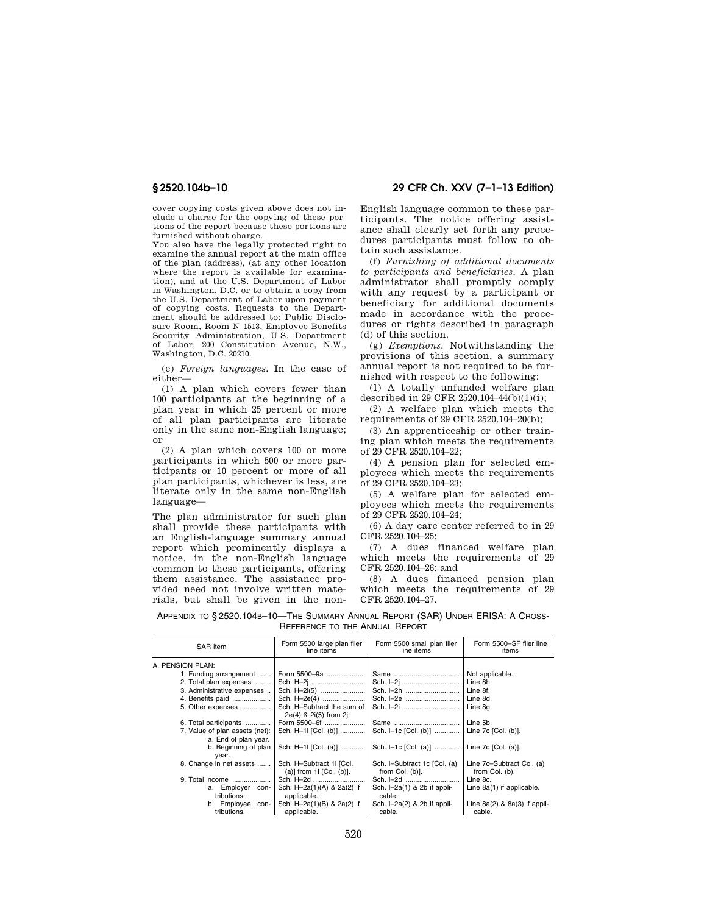cover copying costs given above does not include a charge for the copying of these portions of the report because these portions are furnished without charge.

You also have the legally protected right to examine the annual report at the main office of the plan (address), (at any other location where the report is available for examination), and at the U.S. Department of Labor in Washington, D.C. or to obtain a copy from the U.S. Department of Labor upon payment of copying costs. Requests to the Department should be addressed to: Public Disclosure Room, Room N–1513, Employee Benefits Security Administration, U.S. Department of Labor, 200 Constitution Avenue, N.W., Washington, D.C. 20210.

(e) *Foreign languages.* In the case of either—

(1) A plan which covers fewer than 100 participants at the beginning of a plan year in which 25 percent or more of all plan participants are literate only in the same non-English language; or

(2) A plan which covers 100 or more participants in which 500 or more participants or 10 percent or more of all plan participants, whichever is less, are literate only in the same non-English language—

The plan administrator for such plan shall provide these participants with an English-language summary annual report which prominently displays a notice, in the non-English language common to these participants, offering them assistance. The assistance provided need not involve written materials, but shall be given in the non-English language common to these participants. The notice offering assistance shall clearly set forth any procedures participants must follow to obtain such assistance.

(f) *Furnishing of additional documents to participants and beneficiaries.* A plan administrator shall promptly comply with any request by a participant or beneficiary for additional documents made in accordance with the procedures or rights described in paragraph (d) of this section.

(g) *Exemptions.* Notwithstanding the provisions of this section, a summary annual report is not required to be furnished with respect to the following:

(1) A totally unfunded welfare plan described in 29 CFR 2520.104–44(b)(1)(i);

(2) A welfare plan which meets the requirements of 29 CFR 2520.104–20(b);

(3) An apprenticeship or other training plan which meets the requirements of 29 CFR 2520.104–22;

(4) A pension plan for selected employees which meets the requirements of 29 CFR 2520.104–23;

(5) A welfare plan for selected employees which meets the requirements of 29 CFR 2520.104–24;

(6) A day care center referred to in 29 CFR 2520.104–25;

(7) A dues financed welfare plan which meets the requirements of 29 CFR 2520.104–26; and

(8) A dues financed pension plan which meets the requirements of 29 CFR 2520.104–27.

APPENDIX TO § 2520.104B–10—THE SUMMARY ANNUAL REPORT (SAR) UNDER ERISA: A CROSS-REFERENCE TO THE ANNUAL REPORT

| SAR item | Form 5500 large plan filer line items | Form 5500 small plan filer line items | Form 5500–SF filer line items |
|---|---|---|---|
| A. PENSION PLAN: | | | |
| 1. Funding arrangement | Form 5500–9a | Same | Not applicable. |
| 2. Total plan expenses | Sch. H–2j | Sch. I–2j | Line 8h. |
| 3. Administrative expenses | Sch. H–2i(5) | Sch. I–2h | Line 8f. |
| 4. Benefits paid | Sch. H–2e(4) | Sch. I–2e | Line 8d. |
| 5. Other expenses | Sch. H–Subtract the sum of 2e(4) & 2i(5) from 2j. | Sch. I–2i | Line 8g. |
| 6. Total participants | Form 5500–6f | Same | Line 5b. |
| 7. Value of plan assets (net): a. End of plan year. | Sch. H–1l [Col. (b)] | Sch. I–1c [Col. (b)] | Line 7c [Col. (b)]. |
| b. Beginning of plan year. | Sch. H–1l [Col. (a)] | Sch. I–1c [Col. (a)] | Line 7c [Col. (a)]. |
| 8. Change in net assets | Sch. H–Subtract 1l [Col. (a)] from 1l [Col. (b)]. | Sch. I–Subtract 1c [Col. (a) from Col. (b)]. | Line 7c–Subtract Col. (a) from Col. (b). |
| 9. Total income | Sch. H–2d | Sch. I–2d | Line 8c. |
| a. Employer contributions. | Sch. H–2a(1)(A) & 2a(2) if applicable. | Sch. I–2a(1) & 2b if applicable. | Line 8a(1) if applicable. |
| b. Employee contributions. | Sch. H–2a(1)(B) & 2a(2) if applicable. | Sch. I–2a(2) & 2b if applicable. | Line 8a(2) & 8a(3) if applicable. |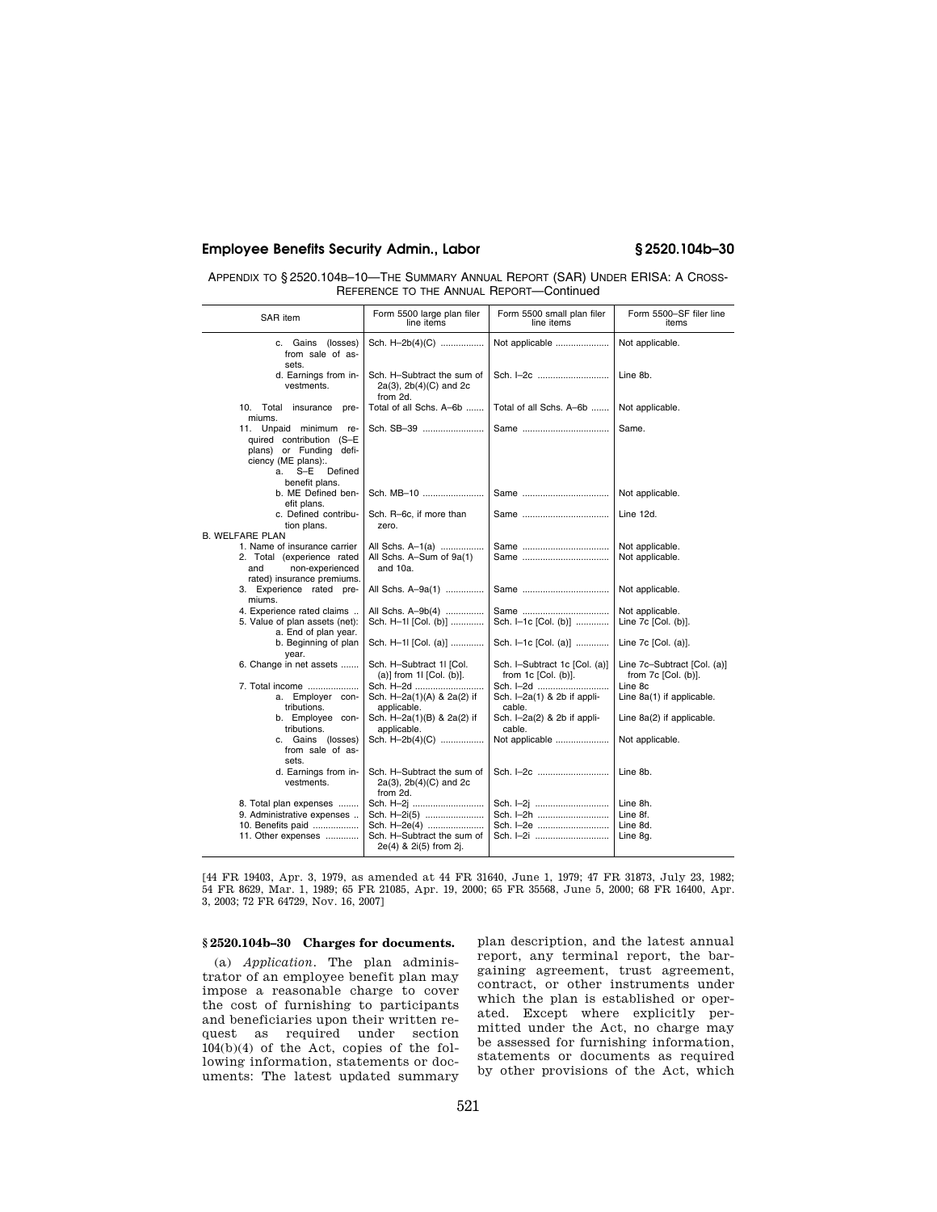APPENDIX TO § 2520.104B–10—THE SUMMARY ANNUAL REPORT (SAR) UNDER ERISA: A CROSS-REFERENCE TO THE ANNUAL REPORT—Continued

| SAR item | Form 5500 large plan filer line items | Form 5500 small plan filer line items | Form 5500–SF filer line items |
| --- | --- | --- | --- |
| c. Gains (losses) from sale of assets. | Sch. H–2b(4)(C) | Not applicable | Not applicable. |
| d. Earnings from investments. | Sch. H–Subtract the sum of 2a(3), 2b(4)(C) and 2c from 2d. | Sch. I–2c | Line 8b. |
| 10. Total insurance premiums. | Total of all Schs. A–6b | Total of all Schs. A–6b | Not applicable. |
| 11. Unpaid minimum required contribution (S–E plans) or Funding deficiency (ME plans):. a. S–E Defined benefit plans. | Sch. SB–39 | Same | Same. |
| b. ME Defined benefit plans. | Sch. MB–10 | Same | Not applicable. |
| c. Defined contribution plans. | Sch. R–6c, if more than zero. | Same | Line 12d. |
| B. WELFARE PLAN | | | |
| 1. Name of insurance carrier | All Schs. A–1(a) | Same | Not applicable. |
| 2. Total (experience rated and non-experienced rated) insurance premiums. | All Schs. A–Sum of 9a(1) and 10a. | Same | Not applicable. |
| 3. Experience rated premiums. | All Schs. A–9a(1) | Same | Not applicable. |
| 4. Experience rated claims | All Schs. A–9b(4) | Same | Not applicable. |
| 5. Value of plan assets (net): a. End of plan year. | Sch. H–1l [Col. (b)] | Sch. I–1c [Col. (b)] | Line 7c [Col. (b)]. |
| b. Beginning of plan year. | Sch. H–1l [Col. (a)] | Sch. I–1c [Col. (a)] | Line 7c [Col. (a)]. |
| 6. Change in net assets | Sch. H–Subtract 1l [Col. (a)] from 1l [Col. (b)]. | Sch. I–Subtract 1c [Col. (a)] from 1c [Col. (b)]. | Line 7c–Subtract [Col. (a)] from 7c [Col. (b)]. |
| 7. Total income | Sch. H–2d | Sch. I–2d | Line 8c |
| a. Employer contributions. | Sch. H–2a(1)(A) & 2a(2) if applicable. | Sch. I–2a(1) & 2b if applicable. | Line 8a(1) if applicable. |
| b. Employee contributions. | Sch. H–2a(1)(B) & 2a(2) if applicable. | Sch. I–2a(2) & 2b if applicable. | Line 8a(2) if applicable. |
| c. Gains (losses) from sale of assets. | Sch. H–2b(4)(C) | Not applicable | Not applicable. |
| d. Earnings from investments. | Sch. H–Subtract the sum of 2a(3), 2b(4)(C) and 2c from 2d. | Sch. I–2c | Line 8b. |
| 8. Total plan expenses | Sch. H–2j | Sch. I–2j | Line 8h. |
| 9. Administrative expenses | Sch. H–2i(5) | Sch. I–2h | Line 8f. |
| 10. Benefits paid | Sch. H–2e(4) | Sch. I–2e | Line 8d. |
| 11. Other expenses | Sch. H–Subtract the sum of 2e(4) & 2i(5) from 2j. | Sch. I–2i | Line 8g. |

[44 FR 19403, Apr. 3, 1979, as amended at 44 FR 31640, June 1, 1979; 47 FR 31873, July 23, 1982; 54 FR 8629, Mar. 1, 1989; 65 FR 21085, Apr. 19, 2000; 65 FR 35568, June 5, 2000; 68 FR 16400, Apr. 3, 2003; 72 FR 64729, Nov. 16, 2007]

## § 2520.104b–30 Charges for documents.

(a) *Application.* The plan administrator of an employee benefit plan may impose a reasonable charge to cover the cost of furnishing to participants and beneficiaries upon their written request as required under section 104(b)(4) of the Act, copies of the following information, statements or documents: The latest updated summary plan description, and the latest annual report, any terminal report, the bargaining agreement, trust agreement, contract, or other instruments under which the plan is established or operated. Except where explicitly permitted under the Act, no charge may be assessed for furnishing information, statements or documents as required by other provisions of the Act, which